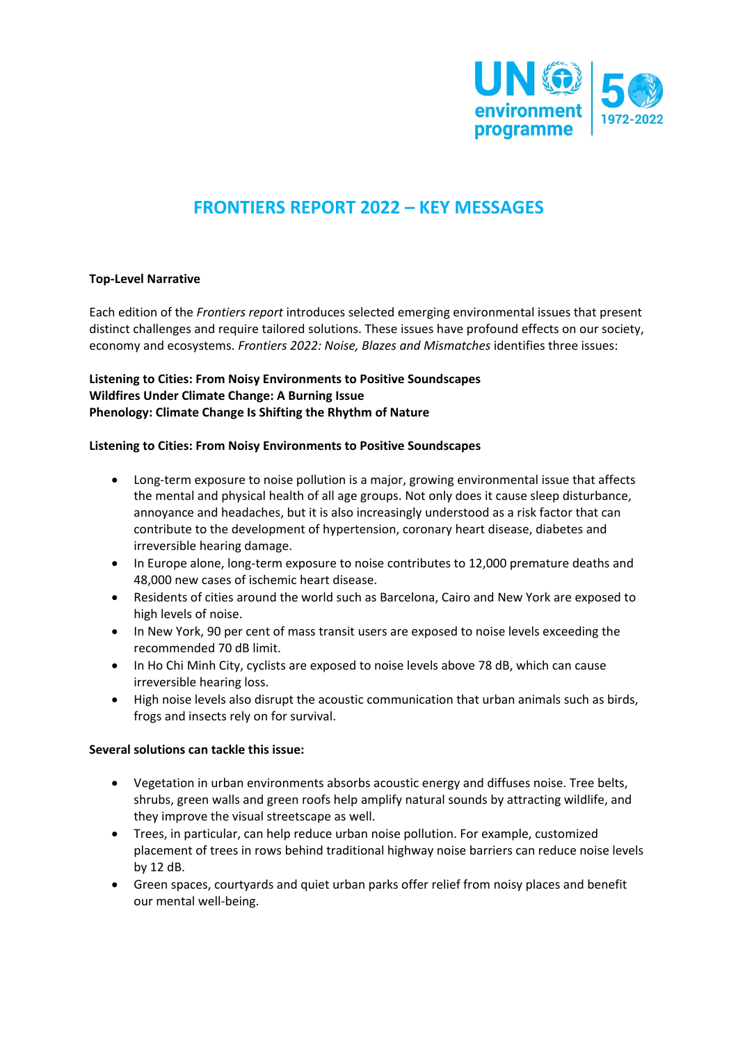# FRONTIERS REPORT 2022 – KEY MESSAGES

**Top-Level Narrative**

Each edition of the *Frontiers report* introduces selected emerging environmental issues that present distinct challenges and require tailored solutions. These issues have profound effects on our society, economy and ecosystems. *Frontiers 2022: Noise, Blazes and Mismatches* identifies three issues:

**Listening to Cities: From Noisy Environments to Positive Soundscapes**
**Wildfires Under Climate Change: A Burning Issue**
**Phenology: Climate Change Is Shifting the Rhythm of Nature**

**Listening to Cities: From Noisy Environments to Positive Soundscapes**

- Long-term exposure to noise pollution is a major, growing environmental issue that affects the mental and physical health of all age groups. Not only does it cause sleep disturbance, annoyance and headaches, but it is also increasingly understood as a risk factor that can contribute to the development of hypertension, coronary heart disease, diabetes and irreversible hearing damage.
- In Europe alone, long-term exposure to noise contributes to 12,000 premature deaths and 48,000 new cases of ischemic heart disease.
- Residents of cities around the world such as Barcelona, Cairo and New York are exposed to high levels of noise.
- In New York, 90 per cent of mass transit users are exposed to noise levels exceeding the recommended 70 dB limit.
- In Ho Chi Minh City, cyclists are exposed to noise levels above 78 dB, which can cause irreversible hearing loss.
- High noise levels also disrupt the acoustic communication that urban animals such as birds, frogs and insects rely on for survival.

**Several solutions can tackle this issue:**

- Vegetation in urban environments absorbs acoustic energy and diffuses noise. Tree belts, shrubs, green walls and green roofs help amplify natural sounds by attracting wildlife, and they improve the visual streetscape as well.
- Trees, in particular, can help reduce urban noise pollution. For example, customized placement of trees in rows behind traditional highway noise barriers can reduce noise levels by 12 dB.
- Green spaces, courtyards and quiet urban parks offer relief from noisy places and benefit our mental well-being.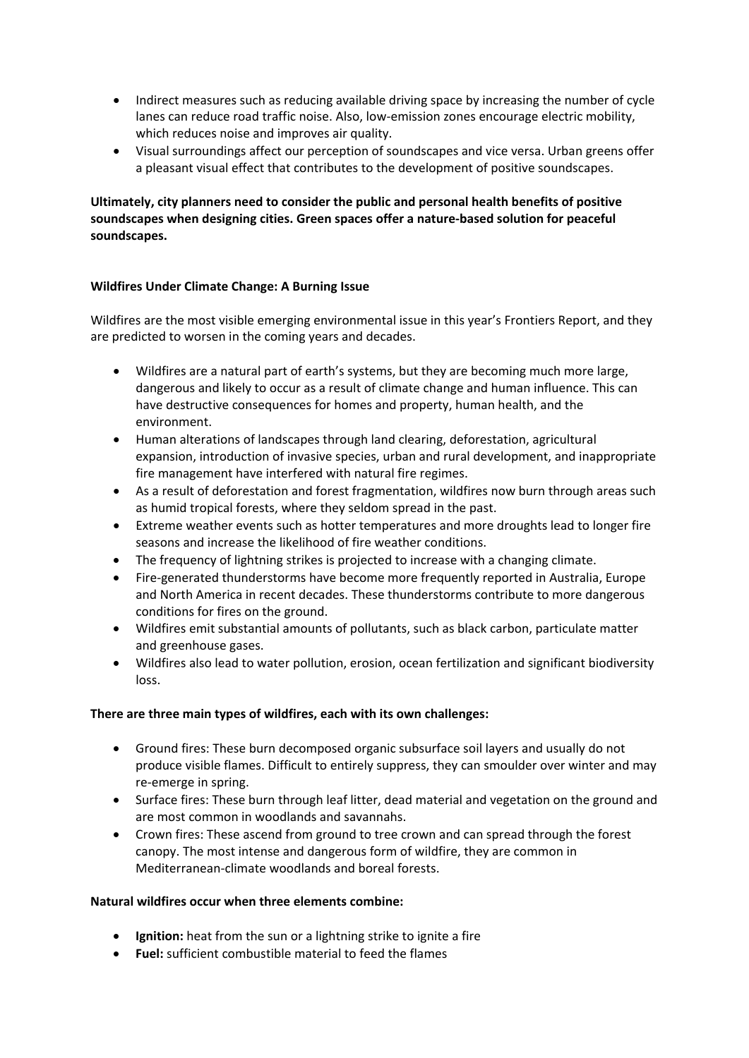- Indirect measures such as reducing available driving space by increasing the number of cycle lanes can reduce road traffic noise. Also, low-emission zones encourage electric mobility, which reduces noise and improves air quality.
- Visual surroundings affect our perception of soundscapes and vice versa. Urban greens offer a pleasant visual effect that contributes to the development of positive soundscapes.

**Ultimately, city planners need to consider the public and personal health benefits of positive soundscapes when designing cities. Green spaces offer a nature-based solution for peaceful soundscapes.**

**Wildfires Under Climate Change: A Burning Issue**

Wildfires are the most visible emerging environmental issue in this year's Frontiers Report, and they are predicted to worsen in the coming years and decades.

- Wildfires are a natural part of earth's systems, but they are becoming much more large, dangerous and likely to occur as a result of climate change and human influence. This can have destructive consequences for homes and property, human health, and the environment.
- Human alterations of landscapes through land clearing, deforestation, agricultural expansion, introduction of invasive species, urban and rural development, and inappropriate fire management have interfered with natural fire regimes.
- As a result of deforestation and forest fragmentation, wildfires now burn through areas such as humid tropical forests, where they seldom spread in the past.
- Extreme weather events such as hotter temperatures and more droughts lead to longer fire seasons and increase the likelihood of fire weather conditions.
- The frequency of lightning strikes is projected to increase with a changing climate.
- Fire-generated thunderstorms have become more frequently reported in Australia, Europe and North America in recent decades. These thunderstorms contribute to more dangerous conditions for fires on the ground.
- Wildfires emit substantial amounts of pollutants, such as black carbon, particulate matter and greenhouse gases.
- Wildfires also lead to water pollution, erosion, ocean fertilization and significant biodiversity loss.

**There are three main types of wildfires, each with its own challenges:**

- Ground fires: These burn decomposed organic subsurface soil layers and usually do not produce visible flames. Difficult to entirely suppress, they can smoulder over winter and may re-emerge in spring.
- Surface fires: These burn through leaf litter, dead material and vegetation on the ground and are most common in woodlands and savannahs.
- Crown fires: These ascend from ground to tree crown and can spread through the forest canopy. The most intense and dangerous form of wildfire, they are common in Mediterranean-climate woodlands and boreal forests.

**Natural wildfires occur when three elements combine:**

- **Ignition:** heat from the sun or a lightning strike to ignite a fire
- **Fuel:** sufficient combustible material to feed the flames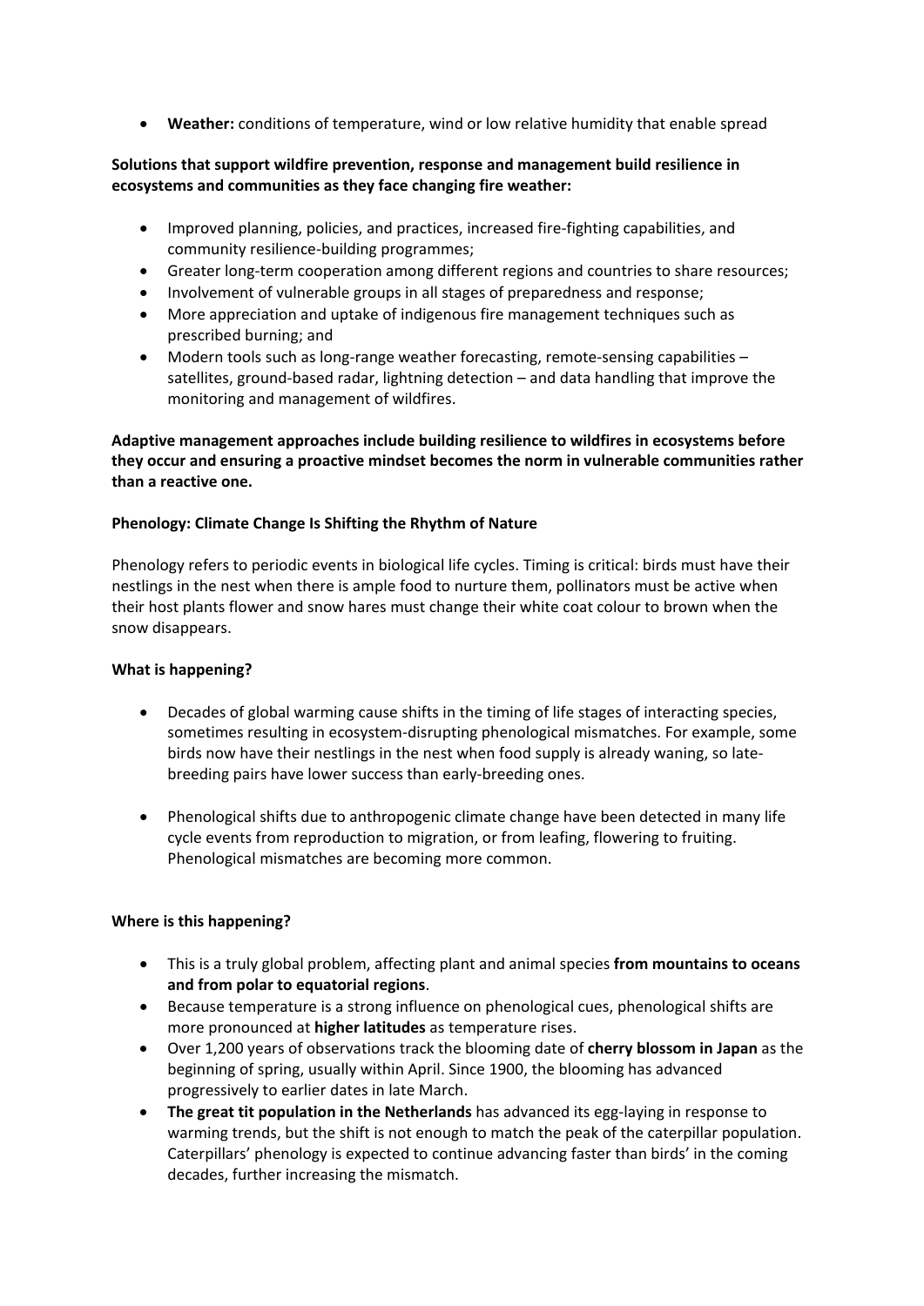- **Weather:** conditions of temperature, wind or low relative humidity that enable spread

**Solutions that support wildfire prevention, response and management build resilience in ecosystems and communities as they face changing fire weather:**

- Improved planning, policies, and practices, increased fire-fighting capabilities, and community resilience-building programmes;
- Greater long-term cooperation among different regions and countries to share resources;
- Involvement of vulnerable groups in all stages of preparedness and response;
- More appreciation and uptake of indigenous fire management techniques such as prescribed burning; and
- Modern tools such as long-range weather forecasting, remote-sensing capabilities – satellites, ground-based radar, lightning detection – and data handling that improve the monitoring and management of wildfires.

**Adaptive management approaches include building resilience to wildfires in ecosystems before they occur and ensuring a proactive mindset becomes the norm in vulnerable communities rather than a reactive one.**

**Phenology: Climate Change Is Shifting the Rhythm of Nature**

Phenology refers to periodic events in biological life cycles. Timing is critical: birds must have their nestlings in the nest when there is ample food to nurture them, pollinators must be active when their host plants flower and snow hares must change their white coat colour to brown when the snow disappears.

**What is happening?**

- Decades of global warming cause shifts in the timing of life stages of interacting species, sometimes resulting in ecosystem-disrupting phenological mismatches. For example, some birds now have their nestlings in the nest when food supply is already waning, so late-breeding pairs have lower success than early-breeding ones.

- Phenological shifts due to anthropogenic climate change have been detected in many life cycle events from reproduction to migration, or from leafing, flowering to fruiting. Phenological mismatches are becoming more common.

**Where is this happening?**

- This is a truly global problem, affecting plant and animal species **from mountains to oceans and from polar to equatorial regions**.
- Because temperature is a strong influence on phenological cues, phenological shifts are more pronounced at **higher latitudes** as temperature rises.
- Over 1,200 years of observations track the blooming date of **cherry blossom in Japan** as the beginning of spring, usually within April. Since 1900, the blooming has advanced progressively to earlier dates in late March.
- **The great tit population in the Netherlands** has advanced its egg-laying in response to warming trends, but the shift is not enough to match the peak of the caterpillar population. Caterpillars' phenology is expected to continue advancing faster than birds' in the coming decades, further increasing the mismatch.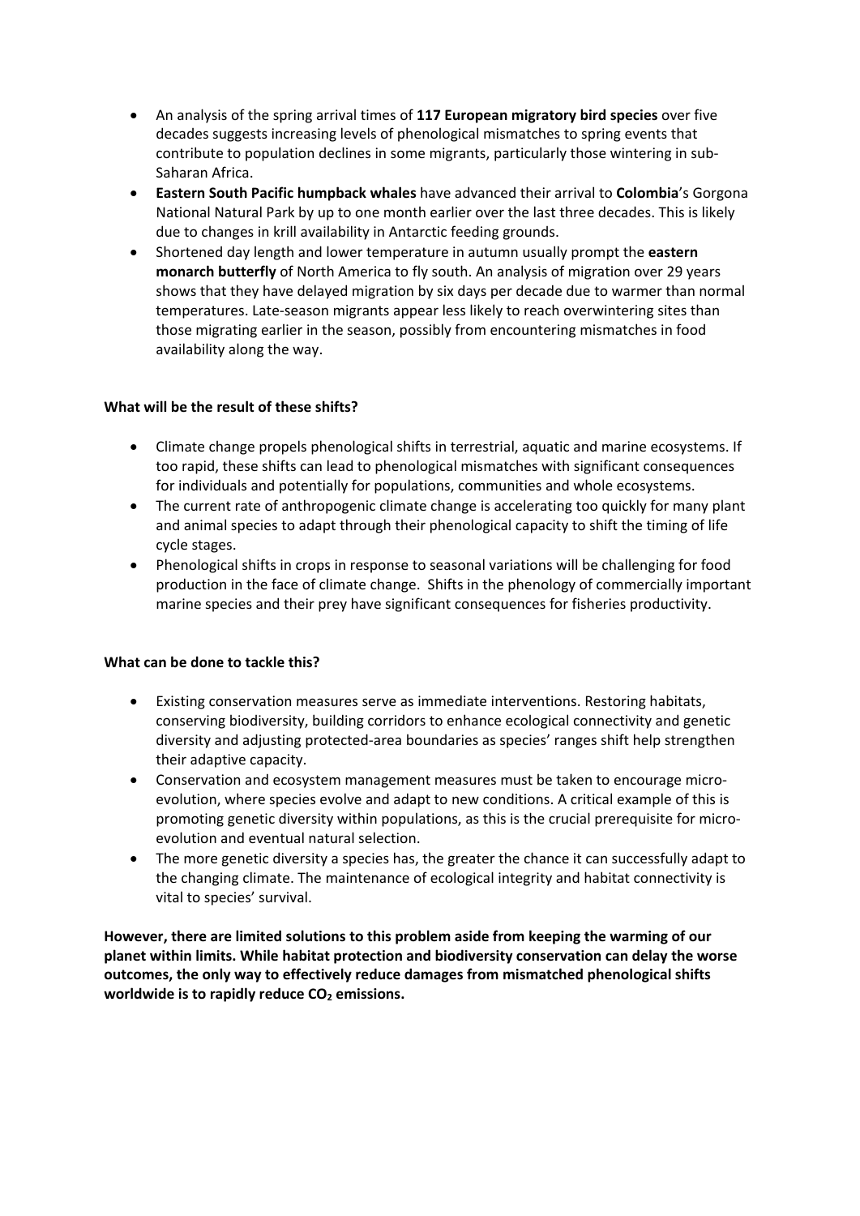- An analysis of the spring arrival times of **117 European migratory bird species** over five decades suggests increasing levels of phenological mismatches to spring events that contribute to population declines in some migrants, particularly those wintering in sub-Saharan Africa.
- **Eastern South Pacific humpback whales** have advanced their arrival to **Colombia**'s Gorgona National Natural Park by up to one month earlier over the last three decades. This is likely due to changes in krill availability in Antarctic feeding grounds.
- Shortened day length and lower temperature in autumn usually prompt the **eastern monarch butterfly** of North America to fly south. An analysis of migration over 29 years shows that they have delayed migration by six days per decade due to warmer than normal temperatures. Late-season migrants appear less likely to reach overwintering sites than those migrating earlier in the season, possibly from encountering mismatches in food availability along the way.

**What will be the result of these shifts?**

- Climate change propels phenological shifts in terrestrial, aquatic and marine ecosystems. If too rapid, these shifts can lead to phenological mismatches with significant consequences for individuals and potentially for populations, communities and whole ecosystems.
- The current rate of anthropogenic climate change is accelerating too quickly for many plant and animal species to adapt through their phenological capacity to shift the timing of life cycle stages.
- Phenological shifts in crops in response to seasonal variations will be challenging for food production in the face of climate change. Shifts in the phenology of commercially important marine species and their prey have significant consequences for fisheries productivity.

**What can be done to tackle this?**

- Existing conservation measures serve as immediate interventions. Restoring habitats, conserving biodiversity, building corridors to enhance ecological connectivity and genetic diversity and adjusting protected-area boundaries as species' ranges shift help strengthen their adaptive capacity.
- Conservation and ecosystem management measures must be taken to encourage micro-evolution, where species evolve and adapt to new conditions. A critical example of this is promoting genetic diversity within populations, as this is the crucial prerequisite for micro-evolution and eventual natural selection.
- The more genetic diversity a species has, the greater the chance it can successfully adapt to the changing climate. The maintenance of ecological integrity and habitat connectivity is vital to species' survival.

**However, there are limited solutions to this problem aside from keeping the warming of our planet within limits. While habitat protection and biodiversity conservation can delay the worse outcomes, the only way to effectively reduce damages from mismatched phenological shifts worldwide is to rapidly reduce $CO_2$ emissions.**